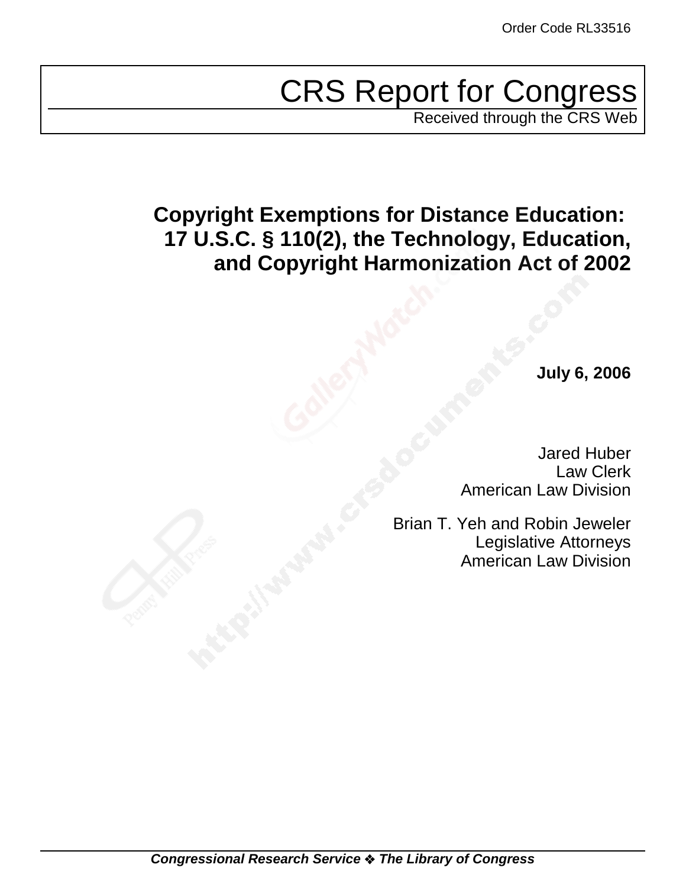Order Code RL33516

# CRS Report for Congress

Received through the CRS Web

## Copyright Exemptions for Distance Education: 17 U.S.C. § 110(2), the Technology, Education, and Copyright Harmonization Act of 2002

**July 6, 2006**

Jared Huber
Law Clerk
American Law Division

Brian T. Yeh and Robin Jeweler
Legislative Attorneys
American Law Division

***Congressional Research Service ❖ The Library of Congress***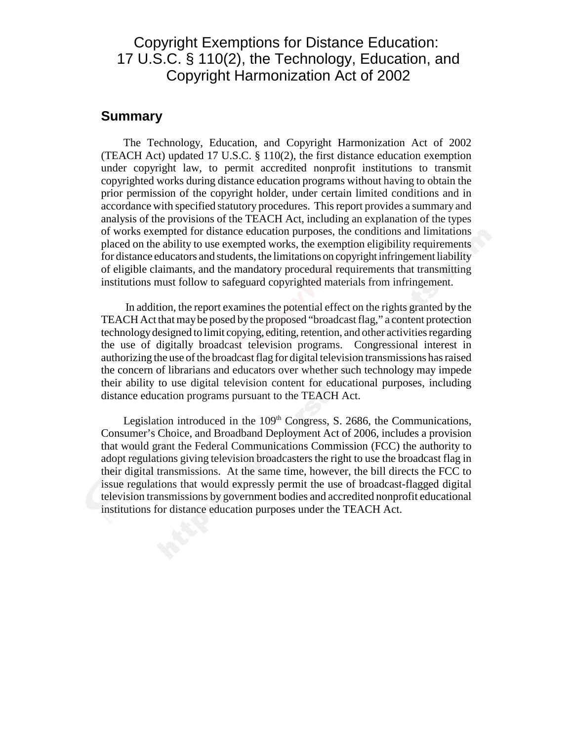# Copyright Exemptions for Distance Education: 17 U.S.C. § 110(2), the Technology, Education, and Copyright Harmonization Act of 2002

## Summary

The Technology, Education, and Copyright Harmonization Act of 2002 (TEACH Act) updated 17 U.S.C. § 110(2), the first distance education exemption under copyright law, to permit accredited nonprofit institutions to transmit copyrighted works during distance education programs without having to obtain the prior permission of the copyright holder, under certain limited conditions and in accordance with specified statutory procedures. This report provides a summary and analysis of the provisions of the TEACH Act, including an explanation of the types of works exempted for distance education purposes, the conditions and limitations placed on the ability to use exempted works, the exemption eligibility requirements for distance educators and students, the limitations on copyright infringement liability of eligible claimants, and the mandatory procedural requirements that transmitting institutions must follow to safeguard copyrighted materials from infringement.

In addition, the report examines the potential effect on the rights granted by the TEACH Act that may be posed by the proposed "broadcast flag," a content protection technology designed to limit copying, editing, retention, and other activities regarding the use of digitally broadcast television programs. Congressional interest in authorizing the use of the broadcast flag for digital television transmissions has raised the concern of librarians and educators over whether such technology may impede their ability to use digital television content for educational purposes, including distance education programs pursuant to the TEACH Act.

Legislation introduced in the 109th Congress, S. 2686, the Communications, Consumer's Choice, and Broadband Deployment Act of 2006, includes a provision that would grant the Federal Communications Commission (FCC) the authority to adopt regulations giving television broadcasters the right to use the broadcast flag in their digital transmissions. At the same time, however, the bill directs the FCC to issue regulations that would expressly permit the use of broadcast-flagged digital television transmissions by government bodies and accredited nonprofit educational institutions for distance education purposes under the TEACH Act.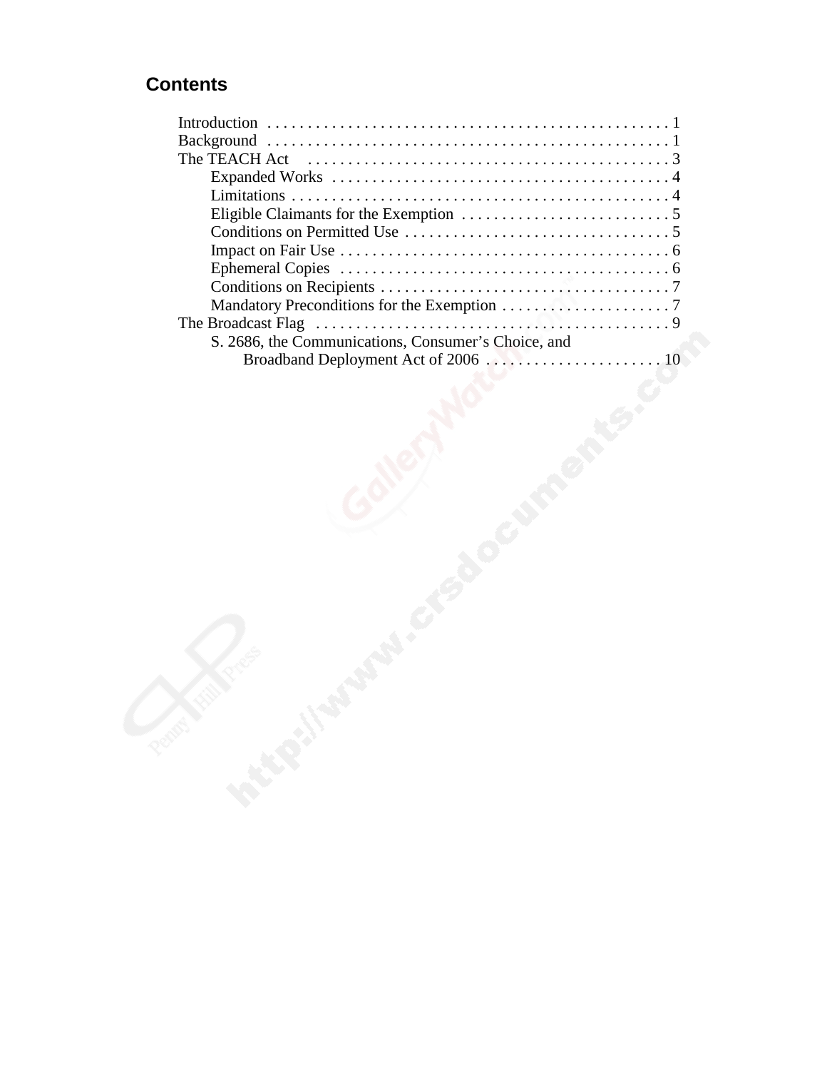## Contents

- Introduction . . . . . . . . . . . . . . . . . . . . . . . . . . . . . . . . . . . . . . . . . . . . . . . . . 1
- Background . . . . . . . . . . . . . . . . . . . . . . . . . . . . . . . . . . . . . . . . . . . . . . . . . 1
- The TEACH Act . . . . . . . . . . . . . . . . . . . . . . . . . . . . . . . . . . . . . . . . . . . . . 3
  - Expanded Works . . . . . . . . . . . . . . . . . . . . . . . . . . . . . . . . . . . . . . . . . . 4
  - Limitations . . . . . . . . . . . . . . . . . . . . . . . . . . . . . . . . . . . . . . . . . . . . . . . 4
  - Eligible Claimants for the Exemption . . . . . . . . . . . . . . . . . . . . . . . . . . 5
  - Conditions on Permitted Use . . . . . . . . . . . . . . . . . . . . . . . . . . . . . . . . . 5
  - Impact on Fair Use . . . . . . . . . . . . . . . . . . . . . . . . . . . . . . . . . . . . . . . . . 6
  - Ephemeral Copies . . . . . . . . . . . . . . . . . . . . . . . . . . . . . . . . . . . . . . . . . 6
  - Conditions on Recipients . . . . . . . . . . . . . . . . . . . . . . . . . . . . . . . . . . . . 7
  - Mandatory Preconditions for the Exemption . . . . . . . . . . . . . . . . . . . . . 7
- The Broadcast Flag . . . . . . . . . . . . . . . . . . . . . . . . . . . . . . . . . . . . . . . . . . . 9
  - S. 2686, the Communications, Consumer's Choice, and Broadband Deployment Act of 2006 . . . . . . . . . . . . . . . . . . . . . . 10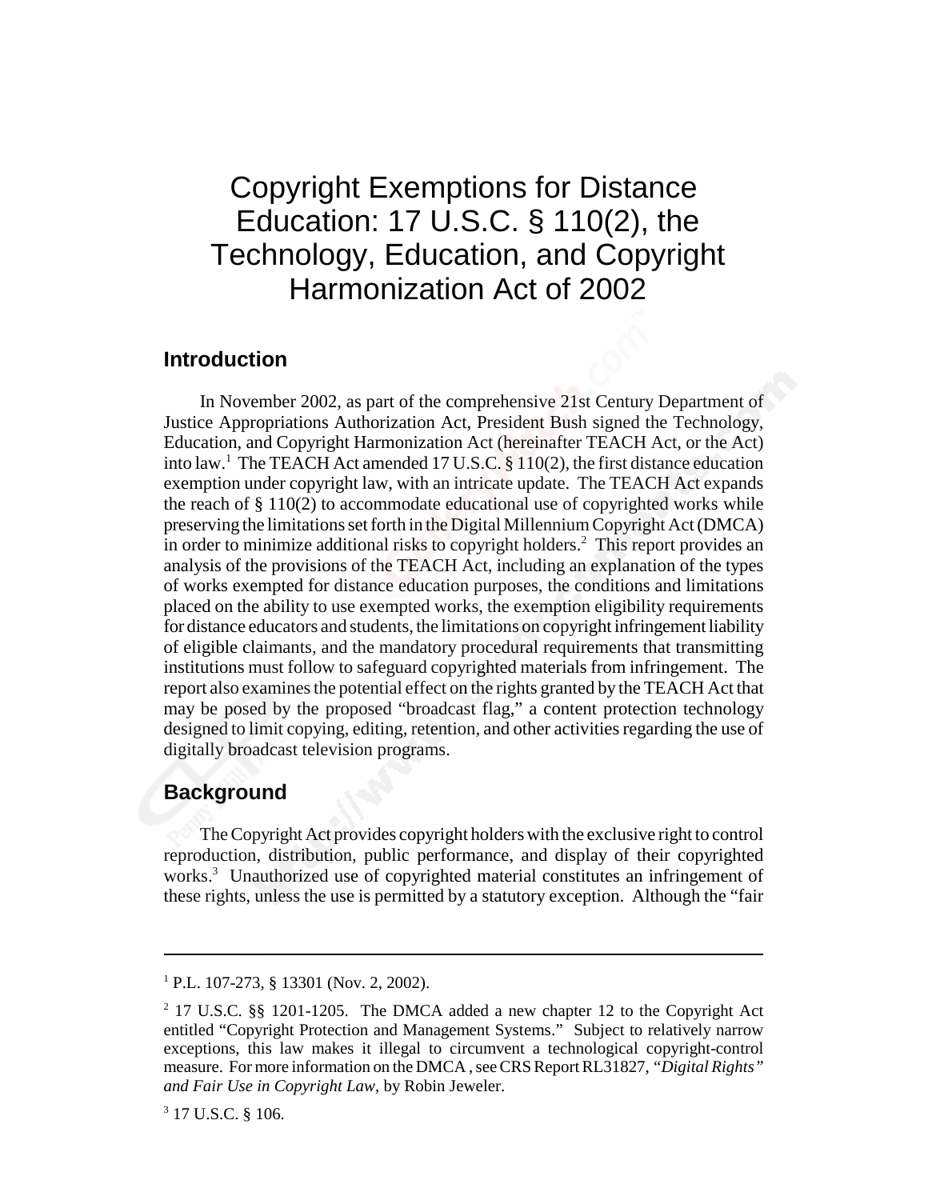# Copyright Exemptions for Distance Education: 17 U.S.C. § 110(2), the Technology, Education, and Copyright Harmonization Act of 2002

## Introduction

In November 2002, as part of the comprehensive 21st Century Department of Justice Appropriations Authorization Act, President Bush signed the Technology, Education, and Copyright Harmonization Act (hereinafter TEACH Act, or the Act) into law.[1] The TEACH Act amended 17 U.S.C. § 110(2), the first distance education exemption under copyright law, with an intricate update. The TEACH Act expands the reach of § 110(2) to accommodate educational use of copyrighted works while preserving the limitations set forth in the Digital Millennium Copyright Act (DMCA) in order to minimize additional risks to copyright holders.[2] This report provides an analysis of the provisions of the TEACH Act, including an explanation of the types of works exempted for distance education purposes, the conditions and limitations placed on the ability to use exempted works, the exemption eligibility requirements for distance educators and students, the limitations on copyright infringement liability of eligible claimants, and the mandatory procedural requirements that transmitting institutions must follow to safeguard copyrighted materials from infringement. The report also examines the potential effect on the rights granted by the TEACH Act that may be posed by the proposed "broadcast flag," a content protection technology designed to limit copying, editing, retention, and other activities regarding the use of digitally broadcast television programs.

## Background

The Copyright Act provides copyright holders with the exclusive right to control reproduction, distribution, public performance, and display of their copyrighted works.[3] Unauthorized use of copyrighted material constitutes an infringement of these rights, unless the use is permitted by a statutory exception. Although the "fair

---

[1] P.L. 107-273, § 13301 (Nov. 2, 2002).

[2] 17 U.S.C. §§ 1201-1205. The DMCA added a new chapter 12 to the Copyright Act entitled "Copyright Protection and Management Systems." Subject to relatively narrow exceptions, this law makes it illegal to circumvent a technological copyright-control measure. For more information on the DMCA , see CRS Report RL31827, *"Digital Rights" and Fair Use in Copyright Law*, by Robin Jeweler.

[3] 17 U.S.C. § 106.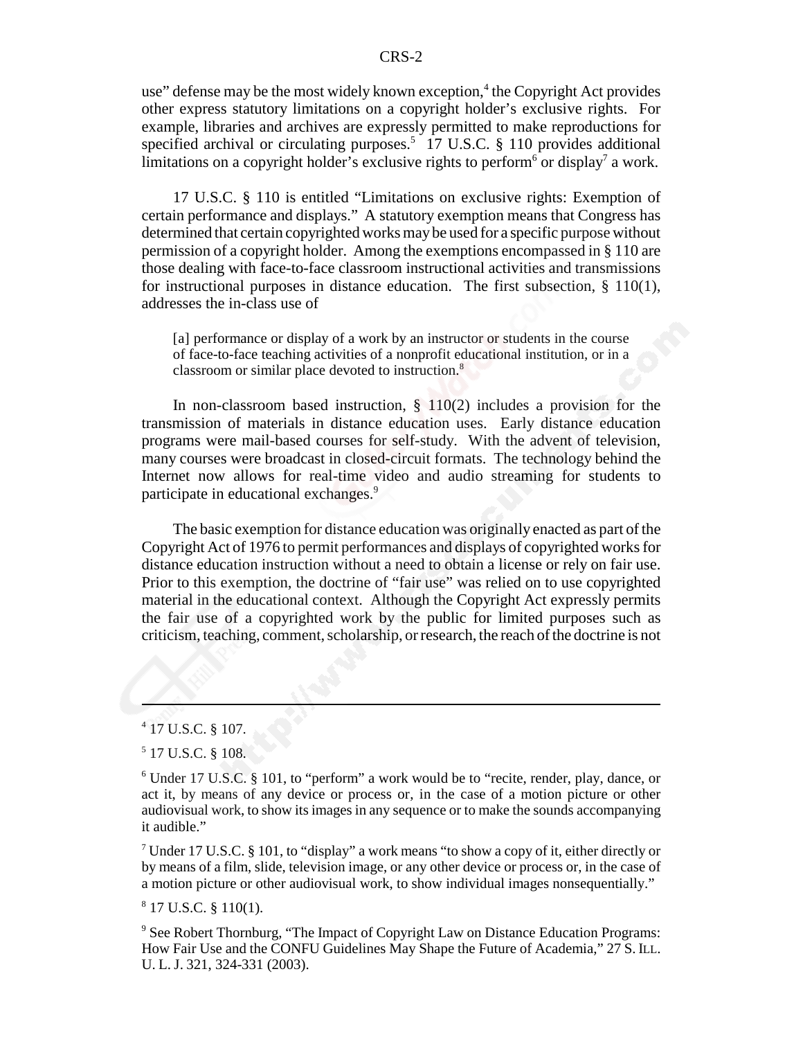use" defense may be the most widely known exception,[4] the Copyright Act provides other express statutory limitations on a copyright holder's exclusive rights. For example, libraries and archives are expressly permitted to make reproductions for specified archival or circulating purposes.[5] 17 U.S.C. § 110 provides additional limitations on a copyright holder's exclusive rights to perform[6] or display[7] a work.

17 U.S.C. § 110 is entitled "Limitations on exclusive rights: Exemption of certain performance and displays." A statutory exemption means that Congress has determined that certain copyrighted works may be used for a specific purpose without permission of a copyright holder. Among the exemptions encompassed in § 110 are those dealing with face-to-face classroom instructional activities and transmissions for instructional purposes in distance education. The first subsection, § 110(1), addresses the in-class use of

> [a] performance or display of a work by an instructor or students in the course of face-to-face teaching activities of a nonprofit educational institution, or in a classroom or similar place devoted to instruction.[8]

In non-classroom based instruction, § 110(2) includes a provision for the transmission of materials in distance education uses. Early distance education programs were mail-based courses for self-study. With the advent of television, many courses were broadcast in closed-circuit formats. The technology behind the Internet now allows for real-time video and audio streaming for students to participate in educational exchanges.[9]

The basic exemption for distance education was originally enacted as part of the Copyright Act of 1976 to permit performances and displays of copyrighted works for distance education instruction without a need to obtain a license or rely on fair use. Prior to this exemption, the doctrine of "fair use" was relied on to use copyrighted material in the educational context. Although the Copyright Act expressly permits the fair use of a copyrighted work by the public for limited purposes such as criticism, teaching, comment, scholarship, or research, the reach of the doctrine is not

---

[4] 17 U.S.C. § 107.

[5] 17 U.S.C. § 108.

[6] Under 17 U.S.C. § 101, to "perform" a work would be to "recite, render, play, dance, or act it, by means of any device or process or, in the case of a motion picture or other audiovisual work, to show its images in any sequence or to make the sounds accompanying it audible."

[7] Under 17 U.S.C. § 101, to "display" a work means "to show a copy of it, either directly or by means of a film, slide, television image, or any other device or process or, in the case of a motion picture or other audiovisual work, to show individual images nonsequentially."

[8] 17 U.S.C. § 110(1).

[9] See Robert Thornburg, "The Impact of Copyright Law on Distance Education Programs: How Fair Use and the CONFU Guidelines May Shape the Future of Academia," 27 S. ILL. U. L. J. 321, 324-331 (2003).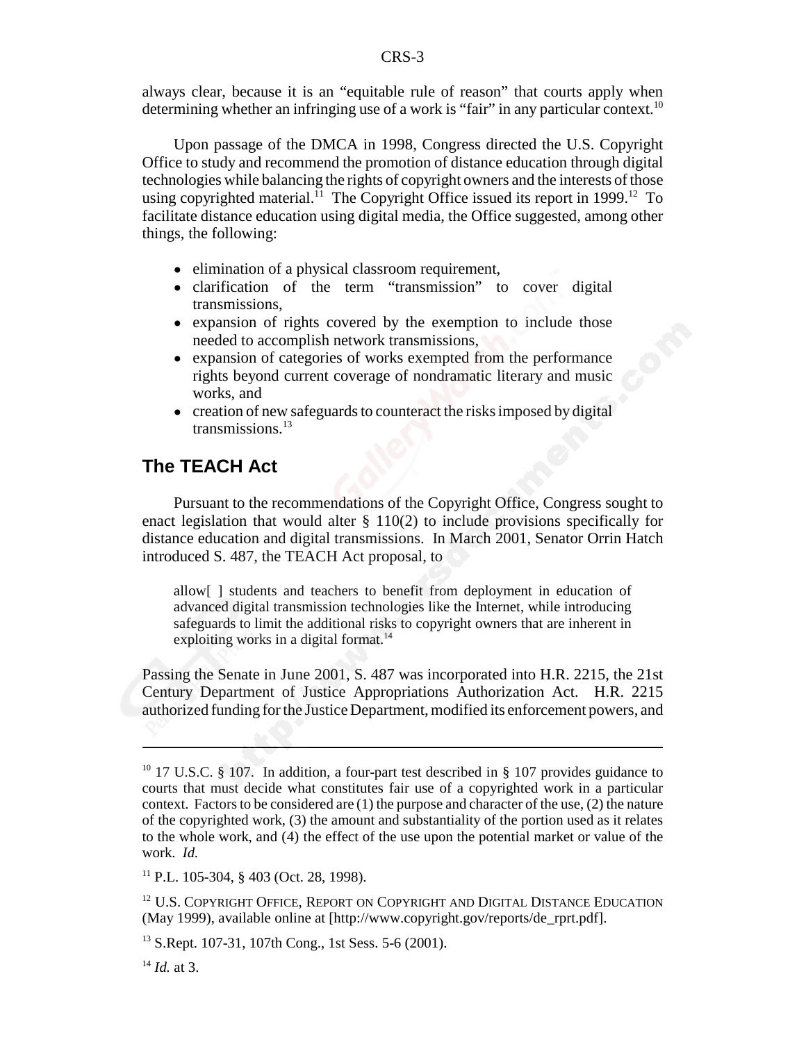always clear, because it is an "equitable rule of reason" that courts apply when determining whether an infringing use of a work is "fair" in any particular context.[10]

Upon passage of the DMCA in 1998, Congress directed the U.S. Copyright Office to study and recommend the promotion of distance education through digital technologies while balancing the rights of copyright owners and the interests of those using copyrighted material.[11] The Copyright Office issued its report in 1999.[12] To facilitate distance education using digital media, the Office suggested, among other things, the following:

- elimination of a physical classroom requirement,
- clarification of the term "transmission" to cover digital transmissions,
- expansion of rights covered by the exemption to include those needed to accomplish network transmissions,
- expansion of categories of works exempted from the performance rights beyond current coverage of nondramatic literary and music works, and
- creation of new safeguards to counteract the risks imposed by digital transmissions.[13]

## The TEACH Act

Pursuant to the recommendations of the Copyright Office, Congress sought to enact legislation that would alter § 110(2) to include provisions specifically for distance education and digital transmissions. In March 2001, Senator Orrin Hatch introduced S. 487, the TEACH Act proposal, to

> allow[ ] students and teachers to benefit from deployment in education of advanced digital transmission technologies like the Internet, while introducing safeguards to limit the additional risks to copyright owners that are inherent in exploiting works in a digital format.[14]

Passing the Senate in June 2001, S. 487 was incorporated into H.R. 2215, the 21st Century Department of Justice Appropriations Authorization Act. H.R. 2215 authorized funding for the Justice Department, modified its enforcement powers, and

---

[10] 17 U.S.C. § 107. In addition, a four-part test described in § 107 provides guidance to courts that must decide what constitutes fair use of a copyrighted work in a particular context. Factors to be considered are (1) the purpose and character of the use, (2) the nature of the copyrighted work, (3) the amount and substantiality of the portion used as it relates to the whole work, and (4) the effect of the use upon the potential market or value of the work. *Id.*

[11] P.L. 105-304, § 403 (Oct. 28, 1998).

[12] U.S. COPYRIGHT OFFICE, REPORT ON COPYRIGHT AND DIGITAL DISTANCE EDUCATION (May 1999), available online at [http://www.copyright.gov/reports/de_rprt.pdf].

[13] S.Rept. 107-31, 107th Cong., 1st Sess. 5-6 (2001).

[14] *Id.* at 3.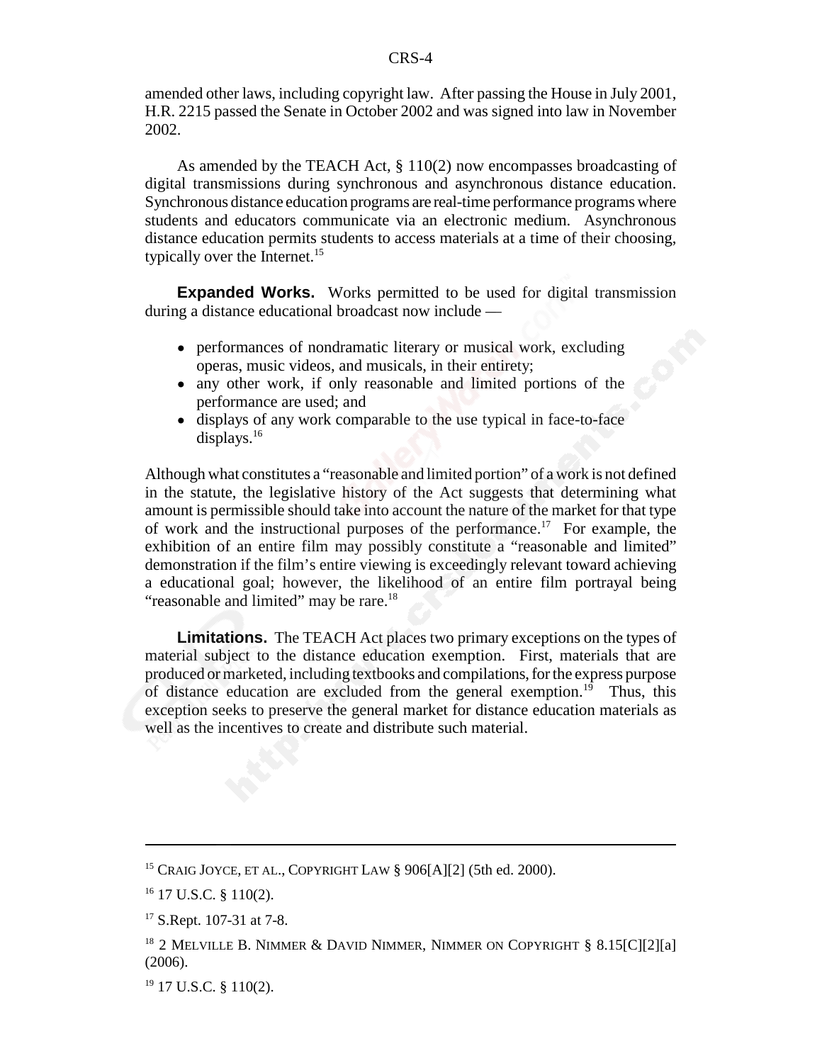amended other laws, including copyright law. After passing the House in July 2001, H.R. 2215 passed the Senate in October 2002 and was signed into law in November 2002.

As amended by the TEACH Act, § 110(2) now encompasses broadcasting of digital transmissions during synchronous and asynchronous distance education. Synchronous distance education programs are real-time performance programs where students and educators communicate via an electronic medium. Asynchronous distance education permits students to access materials at a time of their choosing, typically over the Internet.[15]

**Expanded Works.** Works permitted to be used for digital transmission during a distance educational broadcast now include —

- performances of nondramatic literary or musical work, excluding operas, music videos, and musicals, in their entirety;
- any other work, if only reasonable and limited portions of the performance are used; and
- displays of any work comparable to the use typical in face-to-face displays.[16]

Although what constitutes a "reasonable and limited portion" of a work is not defined in the statute, the legislative history of the Act suggests that determining what amount is permissible should take into account the nature of the market for that type of work and the instructional purposes of the performance.[17] For example, the exhibition of an entire film may possibly constitute a "reasonable and limited" demonstration if the film's entire viewing is exceedingly relevant toward achieving a educational goal; however, the likelihood of an entire film portrayal being "reasonable and limited" may be rare.[18]

**Limitations.** The TEACH Act places two primary exceptions on the types of material subject to the distance education exemption. First, materials that are produced or marketed, including textbooks and compilations, for the express purpose of distance education are excluded from the general exemption.[19] Thus, this exception seeks to preserve the general market for distance education materials as well as the incentives to create and distribute such material.

---

[15] CRAIG JOYCE, ET AL., COPYRIGHT LAW § 906[A][2] (5th ed. 2000).

[16] 17 U.S.C. § 110(2).

[17] S.Rept. 107-31 at 7-8.

[18] 2 MELVILLE B. NIMMER & DAVID NIMMER, NIMMER ON COPYRIGHT § 8.15[C][2][a] (2006).

[19] 17 U.S.C. § 110(2).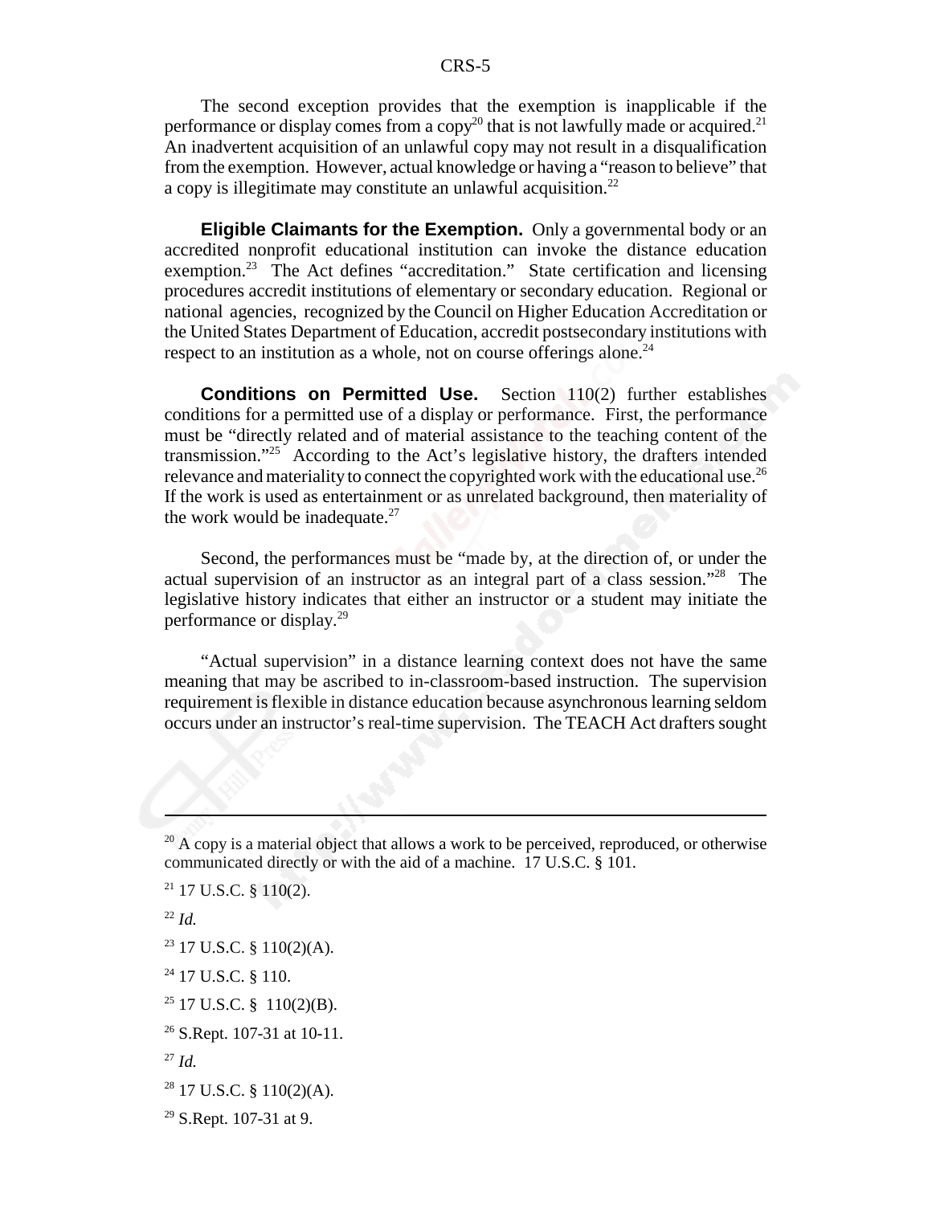The second exception provides that the exemption is inapplicable if the performance or display comes from a copy[20] that is not lawfully made or acquired.[21] An inadvertent acquisition of an unlawful copy may not result in a disqualification from the exemption. However, actual knowledge or having a "reason to believe" that a copy is illegitimate may constitute an unlawful acquisition.[22]

**Eligible Claimants for the Exemption.** Only a governmental body or an accredited nonprofit educational institution can invoke the distance education exemption.[23] The Act defines "accreditation." State certification and licensing procedures accredit institutions of elementary or secondary education. Regional or national agencies, recognized by the Council on Higher Education Accreditation or the United States Department of Education, accredit postsecondary institutions with respect to an institution as a whole, not on course offerings alone.[24]

**Conditions on Permitted Use.** Section 110(2) further establishes conditions for a permitted use of a display or performance. First, the performance must be "directly related and of material assistance to the teaching content of the transmission."[25] According to the Act's legislative history, the drafters intended relevance and materiality to connect the copyrighted work with the educational use.[26] If the work is used as entertainment or as unrelated background, then materiality of the work would be inadequate.[27]

Second, the performances must be "made by, at the direction of, or under the actual supervision of an instructor as an integral part of a class session."[28] The legislative history indicates that either an instructor or a student may initiate the performance or display.[29]

"Actual supervision" in a distance learning context does not have the same meaning that may be ascribed to in-classroom-based instruction. The supervision requirement is flexible in distance education because asynchronous learning seldom occurs under an instructor's real-time supervision. The TEACH Act drafters sought

---

[20] A copy is a material object that allows a work to be perceived, reproduced, or otherwise communicated directly or with the aid of a machine. 17 U.S.C. § 101.

[21] 17 U.S.C. § 110(2).

[22] *Id.*

[23] 17 U.S.C. § 110(2)(A).

[24] 17 U.S.C. § 110.

[25] 17 U.S.C. § 110(2)(B).

[26] S.Rept. 107-31 at 10-11.

[27] *Id.*

[28] 17 U.S.C. § 110(2)(A).

[29] S.Rept. 107-31 at 9.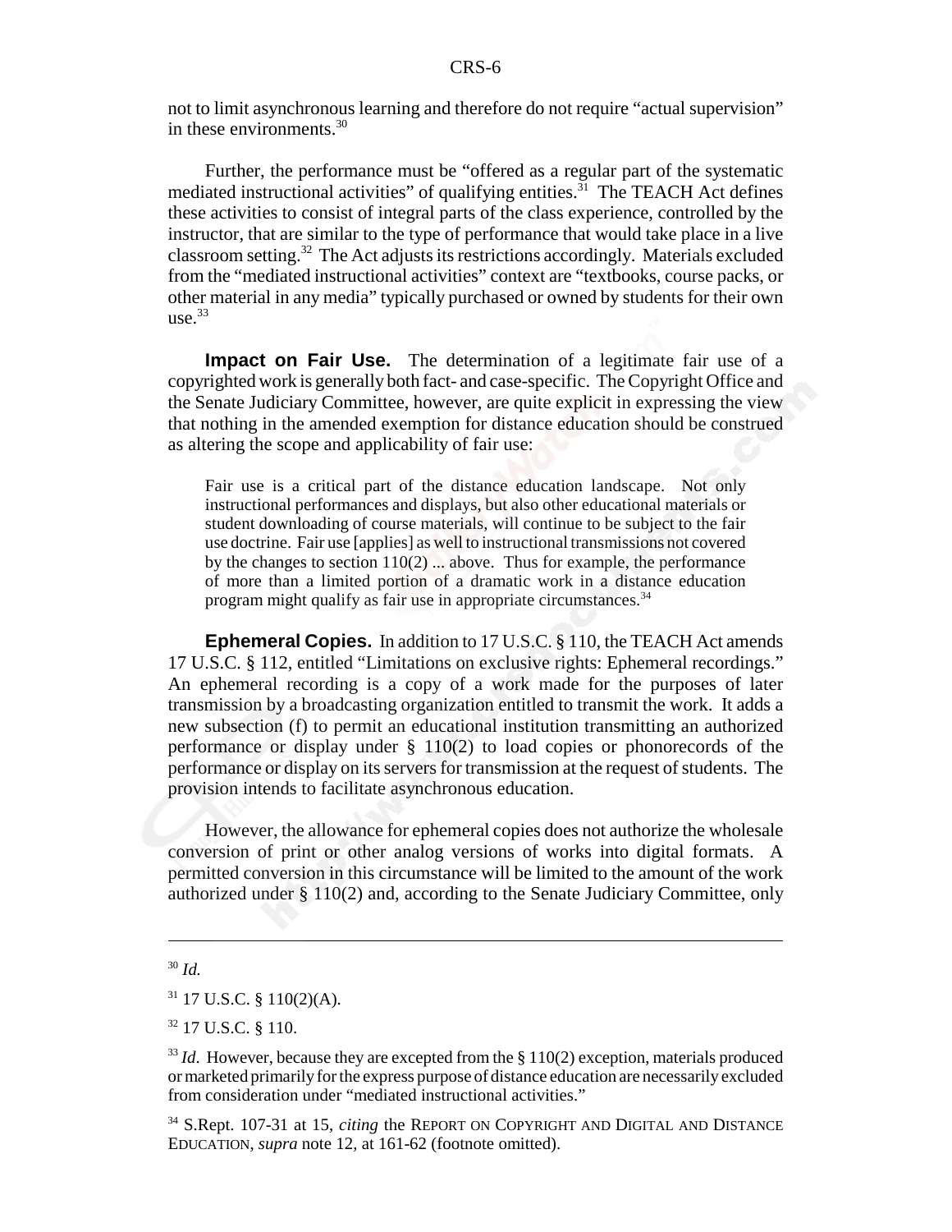not to limit asynchronous learning and therefore do not require "actual supervision" in these environments.[30]

Further, the performance must be "offered as a regular part of the systematic mediated instructional activities" of qualifying entities.[31] The TEACH Act defines these activities to consist of integral parts of the class experience, controlled by the instructor, that are similar to the type of performance that would take place in a live classroom setting.[32] The Act adjusts its restrictions accordingly. Materials excluded from the "mediated instructional activities" context are "textbooks, course packs, or other material in any media" typically purchased or owned by students for their own use.[33]

**Impact on Fair Use.** The determination of a legitimate fair use of a copyrighted work is generally both fact- and case-specific. The Copyright Office and the Senate Judiciary Committee, however, are quite explicit in expressing the view that nothing in the amended exemption for distance education should be construed as altering the scope and applicability of fair use:

> Fair use is a critical part of the distance education landscape. Not only instructional performances and displays, but also other educational materials or student downloading of course materials, will continue to be subject to the fair use doctrine. Fair use [applies] as well to instructional transmissions not covered by the changes to section 110(2) ... above. Thus for example, the performance of more than a limited portion of a dramatic work in a distance education program might qualify as fair use in appropriate circumstances.[34]

**Ephemeral Copies.** In addition to 17 U.S.C. § 110, the TEACH Act amends 17 U.S.C. § 112, entitled "Limitations on exclusive rights: Ephemeral recordings." An ephemeral recording is a copy of a work made for the purposes of later transmission by a broadcasting organization entitled to transmit the work. It adds a new subsection (f) to permit an educational institution transmitting an authorized performance or display under § 110(2) to load copies or phonorecords of the performance or display on its servers for transmission at the request of students. The provision intends to facilitate asynchronous education.

However, the allowance for ephemeral copies does not authorize the wholesale conversion of print or other analog versions of works into digital formats. A permitted conversion in this circumstance will be limited to the amount of the work authorized under § 110(2) and, according to the Senate Judiciary Committee, only

---

[30] *Id.*

[31] 17 U.S.C. § 110(2)(A).

[32] 17 U.S.C. § 110.

[33] *Id*. However, because they are excepted from the § 110(2) exception, materials produced or marketed primarily for the express purpose of distance education are necessarily excluded from consideration under "mediated instructional activities."

[34] S.Rept. 107-31 at 15, *citing* the REPORT ON COPYRIGHT AND DIGITAL AND DISTANCE EDUCATION, *supra* note 12, at 161-62 (footnote omitted).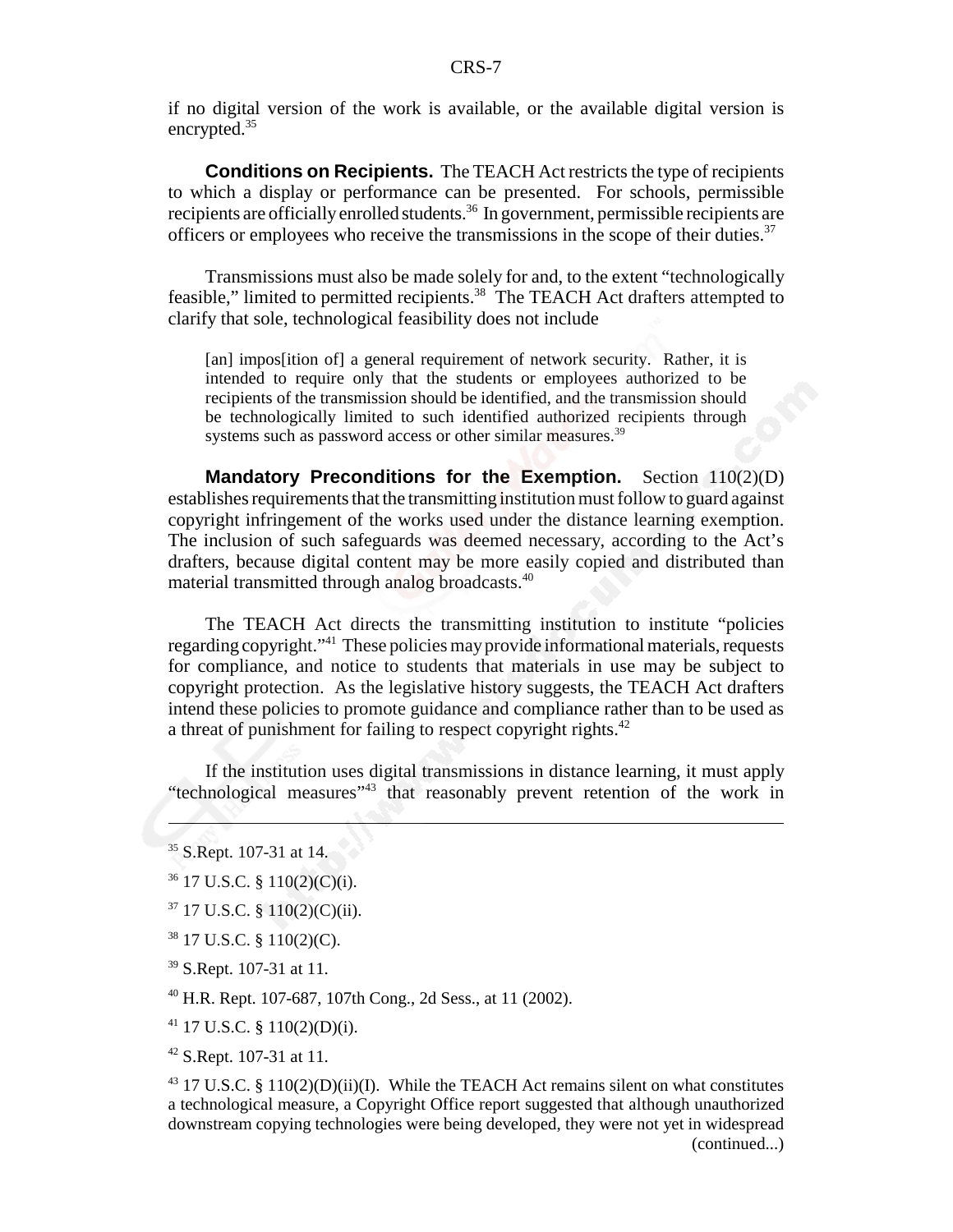if no digital version of the work is available, or the available digital version is encrypted.[35]

**Conditions on Recipients.** The TEACH Act restricts the type of recipients to which a display or performance can be presented. For schools, permissible recipients are officially enrolled students.[36] In government, permissible recipients are officers or employees who receive the transmissions in the scope of their duties.[37]

Transmissions must also be made solely for and, to the extent "technologically feasible," limited to permitted recipients.[38] The TEACH Act drafters attempted to clarify that sole, technological feasibility does not include

> [an] impos[ition of] a general requirement of network security. Rather, it is intended to require only that the students or employees authorized to be recipients of the transmission should be identified, and the transmission should be technologically limited to such identified authorized recipients through systems such as password access or other similar measures.[39]

**Mandatory Preconditions for the Exemption.** Section 110(2)(D) establishes requirements that the transmitting institution must follow to guard against copyright infringement of the works used under the distance learning exemption. The inclusion of such safeguards was deemed necessary, according to the Act's drafters, because digital content may be more easily copied and distributed than material transmitted through analog broadcasts.[40]

The TEACH Act directs the transmitting institution to institute "policies regarding copyright."[41] These policies may provide informational materials, requests for compliance, and notice to students that materials in use may be subject to copyright protection. As the legislative history suggests, the TEACH Act drafters intend these policies to promote guidance and compliance rather than to be used as a threat of punishment for failing to respect copyright rights.[42]

If the institution uses digital transmissions in distance learning, it must apply "technological measures"[43] that reasonably prevent retention of the work in

---

[35] S.Rept. 107-31 at 14.

[36] 17 U.S.C. § 110(2)(C)(i).

[37] 17 U.S.C. § 110(2)(C)(ii).

[38] 17 U.S.C. § 110(2)(C).

[39] S.Rept. 107-31 at 11.

[40] H.R. Rept. 107-687, 107th Cong., 2d Sess., at 11 (2002).

[41] 17 U.S.C. § 110(2)(D)(i).

[42] S.Rept. 107-31 at 11.

[43] 17 U.S.C. § 110(2)(D)(ii)(I). While the TEACH Act remains silent on what constitutes a technological measure, a Copyright Office report suggested that although unauthorized downstream copying technologies were being developed, they were not yet in widespread (continued...)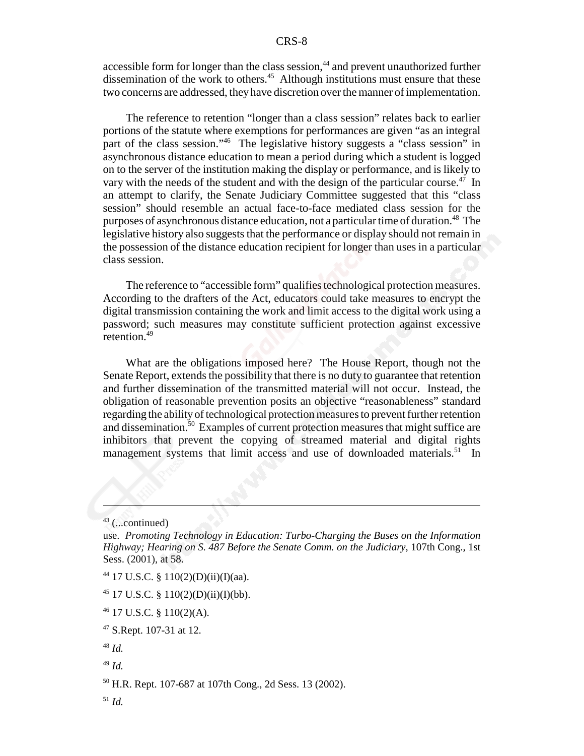accessible form for longer than the class session,[44] and prevent unauthorized further dissemination of the work to others.[45] Although institutions must ensure that these two concerns are addressed, they have discretion over the manner of implementation.

The reference to retention "longer than a class session" relates back to earlier portions of the statute where exemptions for performances are given "as an integral part of the class session."[46] The legislative history suggests a "class session" in asynchronous distance education to mean a period during which a student is logged on to the server of the institution making the display or performance, and is likely to vary with the needs of the student and with the design of the particular course.[47] In an attempt to clarify, the Senate Judiciary Committee suggested that this "class session" should resemble an actual face-to-face mediated class session for the purposes of asynchronous distance education, not a particular time of duration.[48] The legislative history also suggests that the performance or display should not remain in the possession of the distance education recipient for longer than uses in a particular class session.

The reference to "accessible form" qualifies technological protection measures. According to the drafters of the Act, educators could take measures to encrypt the digital transmission containing the work and limit access to the digital work using a password; such measures may constitute sufficient protection against excessive retention.[49]

What are the obligations imposed here? The House Report, though not the Senate Report, extends the possibility that there is no duty to guarantee that retention and further dissemination of the transmitted material will not occur. Instead, the obligation of reasonable prevention posits an objective "reasonableness" standard regarding the ability of technological protection measures to prevent further retention and dissemination.[50] Examples of current protection measures that might suffice are inhibitors that prevent the copying of streamed material and digital rights management systems that limit access and use of downloaded materials.[51] In

---

[43] (...continued)
use. *Promoting Technology in Education: Turbo-Charging the Buses on the Information Highway; Hearing on S. 487 Before the Senate Comm. on the Judiciary*, 107th Cong., 1st Sess. (2001), at 58.

[44] 17 U.S.C. § 110(2)(D)(ii)(I)(aa).

[45] 17 U.S.C. § 110(2)(D)(ii)(I)(bb).

[46] 17 U.S.C. § 110(2)(A).

[47] S.Rept. 107-31 at 12.

[48] *Id.*

[49] *Id.*

[50] H.R. Rept. 107-687 at 107th Cong., 2d Sess. 13 (2002).

[51] *Id.*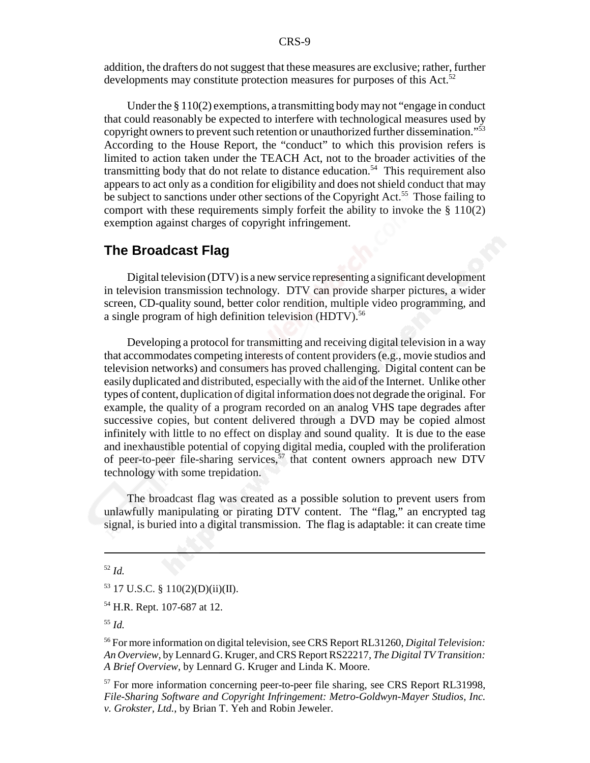addition, the drafters do not suggest that these measures are exclusive; rather, further developments may constitute protection measures for purposes of this Act.[52]

Under the § 110(2) exemptions, a transmitting body may not "engage in conduct that could reasonably be expected to interfere with technological measures used by copyright owners to prevent such retention or unauthorized further dissemination."[53] According to the House Report, the "conduct" to which this provision refers is limited to action taken under the TEACH Act, not to the broader activities of the transmitting body that do not relate to distance education.[54] This requirement also appears to act only as a condition for eligibility and does not shield conduct that may be subject to sanctions under other sections of the Copyright Act.[55] Those failing to comport with these requirements simply forfeit the ability to invoke the § 110(2) exemption against charges of copyright infringement.

## The Broadcast Flag

Digital television (DTV) is a new service representing a significant development in television transmission technology. DTV can provide sharper pictures, a wider screen, CD-quality sound, better color rendition, multiple video programming, and a single program of high definition television (HDTV).[56]

Developing a protocol for transmitting and receiving digital television in a way that accommodates competing interests of content providers (e.g., movie studios and television networks) and consumers has proved challenging. Digital content can be easily duplicated and distributed, especially with the aid of the Internet. Unlike other types of content, duplication of digital information does not degrade the original. For example, the quality of a program recorded on an analog VHS tape degrades after successive copies, but content delivered through a DVD may be copied almost infinitely with little to no effect on display and sound quality. It is due to the ease and inexhaustible potential of copying digital media, coupled with the proliferation of peer-to-peer file-sharing services,[57] that content owners approach new DTV technology with some trepidation.

The broadcast flag was created as a possible solution to prevent users from unlawfully manipulating or pirating DTV content. The "flag," an encrypted tag signal, is buried into a digital transmission. The flag is adaptable: it can create time

---

[52] *Id.*

[53] 17 U.S.C. § 110(2)(D)(ii)(II).

[54] H.R. Rept. 107-687 at 12.

[55] *Id.*

[56] For more information on digital television, see CRS Report RL31260, *Digital Television: An Overview*, by Lennard G. Kruger, and CRS Report RS22217, *The Digital TV Transition: A Brief Overview*, by Lennard G. Kruger and Linda K. Moore.

[57] For more information concerning peer-to-peer file sharing, see CRS Report RL31998, *File-Sharing Software and Copyright Infringement: Metro-Goldwyn-Mayer Studios, Inc. v. Grokster, Ltd.*, by Brian T. Yeh and Robin Jeweler.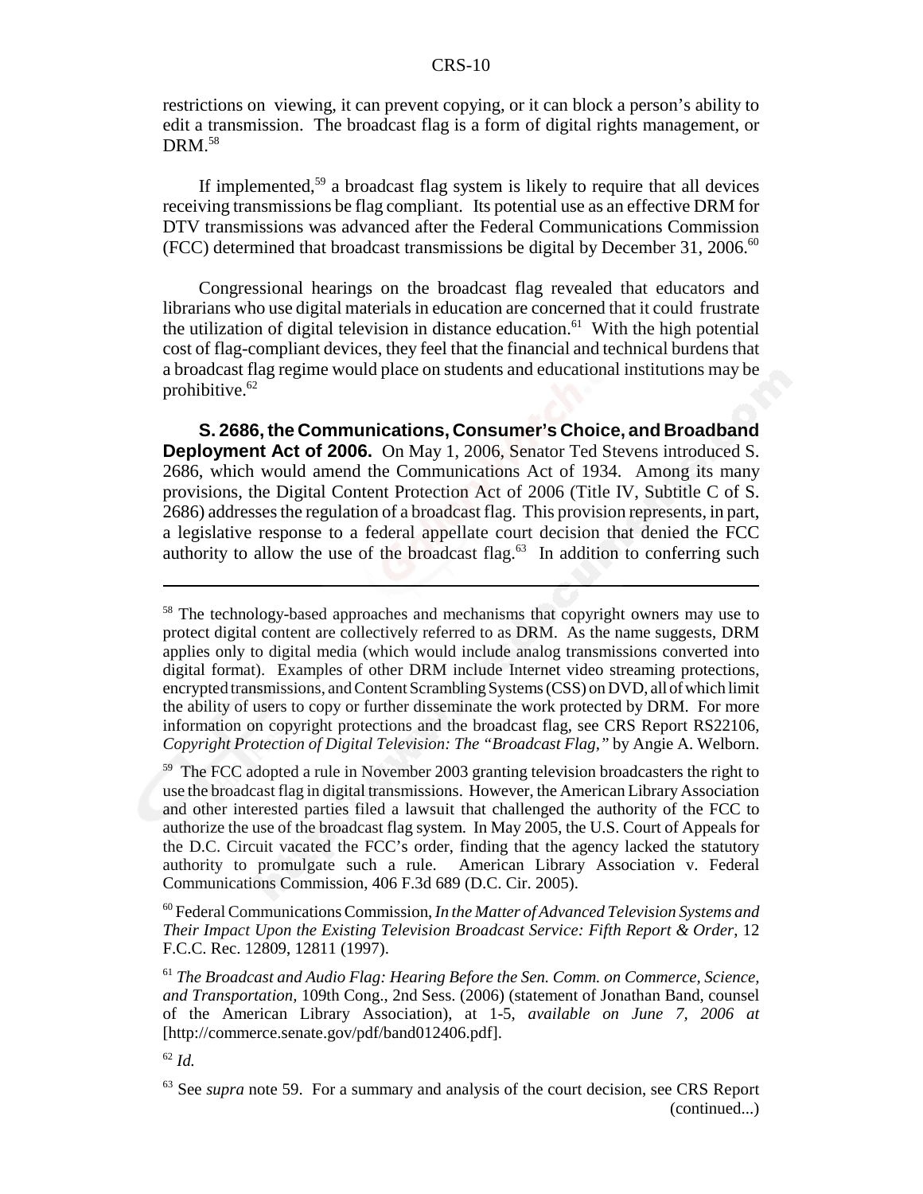restrictions on viewing, it can prevent copying, or it can block a person's ability to edit a transmission. The broadcast flag is a form of digital rights management, or DRM.[58]

If implemented,[59] a broadcast flag system is likely to require that all devices receiving transmissions be flag compliant. Its potential use as an effective DRM for DTV transmissions was advanced after the Federal Communications Commission (FCC) determined that broadcast transmissions be digital by December 31, 2006.[60]

Congressional hearings on the broadcast flag revealed that educators and librarians who use digital materials in education are concerned that it could frustrate the utilization of digital television in distance education.[61] With the high potential cost of flag-compliant devices, they feel that the financial and technical burdens that a broadcast flag regime would place on students and educational institutions may be prohibitive.[62]

**S. 2686, the Communications, Consumer's Choice, and Broadband Deployment Act of 2006.** On May 1, 2006, Senator Ted Stevens introduced S. 2686, which would amend the Communications Act of 1934. Among its many provisions, the Digital Content Protection Act of 2006 (Title IV, Subtitle C of S. 2686) addresses the regulation of a broadcast flag. This provision represents, in part, a legislative response to a federal appellate court decision that denied the FCC authority to allow the use of the broadcast flag.[63] In addition to conferring such

---

[58] The technology-based approaches and mechanisms that copyright owners may use to protect digital content are collectively referred to as DRM. As the name suggests, DRM applies only to digital media (which would include analog transmissions converted into digital format). Examples of other DRM include Internet video streaming protections, encrypted transmissions, and Content Scrambling Systems (CSS) on DVD, all of which limit the ability of users to copy or further disseminate the work protected by DRM. For more information on copyright protections and the broadcast flag, see CRS Report RS22106, *Copyright Protection of Digital Television: The "Broadcast Flag,"* by Angie A. Welborn.

[59] The FCC adopted a rule in November 2003 granting television broadcasters the right to use the broadcast flag in digital transmissions. However, the American Library Association and other interested parties filed a lawsuit that challenged the authority of the FCC to authorize the use of the broadcast flag system. In May 2005, the U.S. Court of Appeals for the D.C. Circuit vacated the FCC's order, finding that the agency lacked the statutory authority to promulgate such a rule. American Library Association v. Federal Communications Commission, 406 F.3d 689 (D.C. Cir. 2005).

[60] Federal Communications Commission, *In the Matter of Advanced Television Systems and Their Impact Upon the Existing Television Broadcast Service: Fifth Report & Order*, 12 F.C.C. Rec. 12809, 12811 (1997).

[61] *The Broadcast and Audio Flag: Hearing Before the Sen. Comm. on Commerce, Science, and Transportation,* 109th Cong., 2nd Sess. (2006) (statement of Jonathan Band, counsel of the American Library Association), at 1-5, *available on June 7, 2006 at* [http://commerce.senate.gov/pdf/band012406.pdf].

[62] *Id.*

[63] See *supra* note 59. For a summary and analysis of the court decision, see CRS Report (continued...)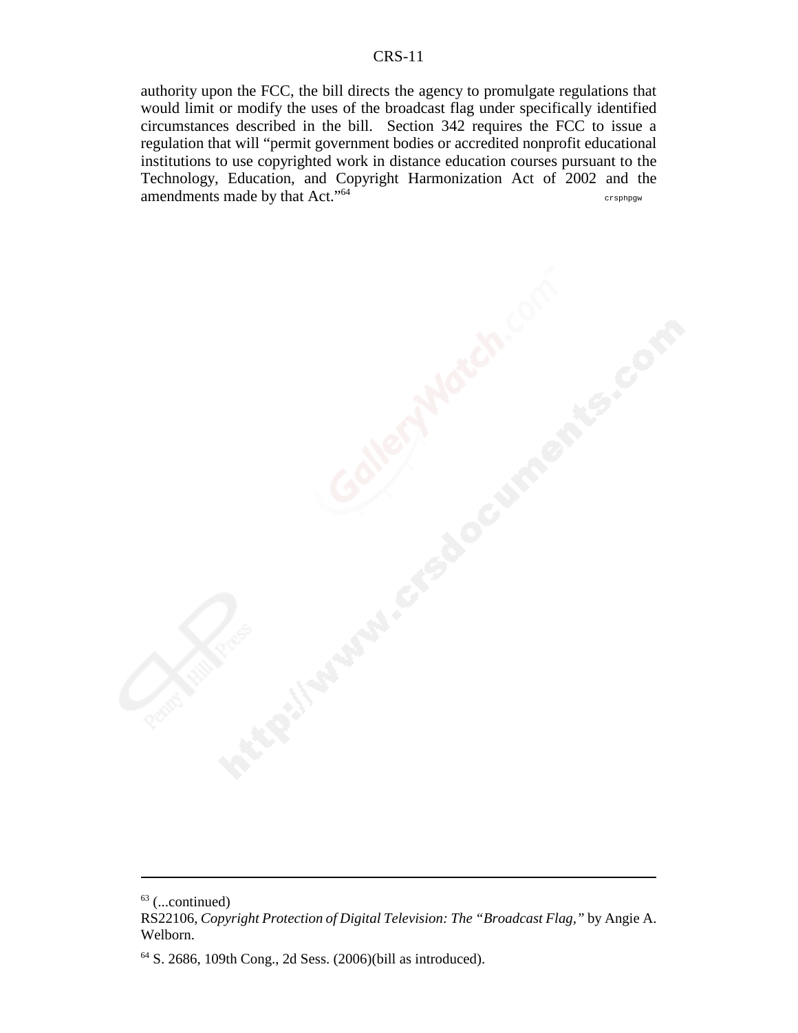authority upon the FCC, the bill directs the agency to promulgate regulations that would limit or modify the uses of the broadcast flag under specifically identified circumstances described in the bill. Section 342 requires the FCC to issue a regulation that will "permit government bodies or accredited nonprofit educational institutions to use copyrighted work in distance education courses pursuant to the Technology, Education, and Copyright Harmonization Act of 2002 and the amendments made by that Act."[64]

---

[63] (...continued)
RS22106, *Copyright Protection of Digital Television: The "Broadcast Flag,"* by Angie A. Welborn.

[64] S. 2686, 109th Cong., 2d Sess. (2006)(bill as introduced).